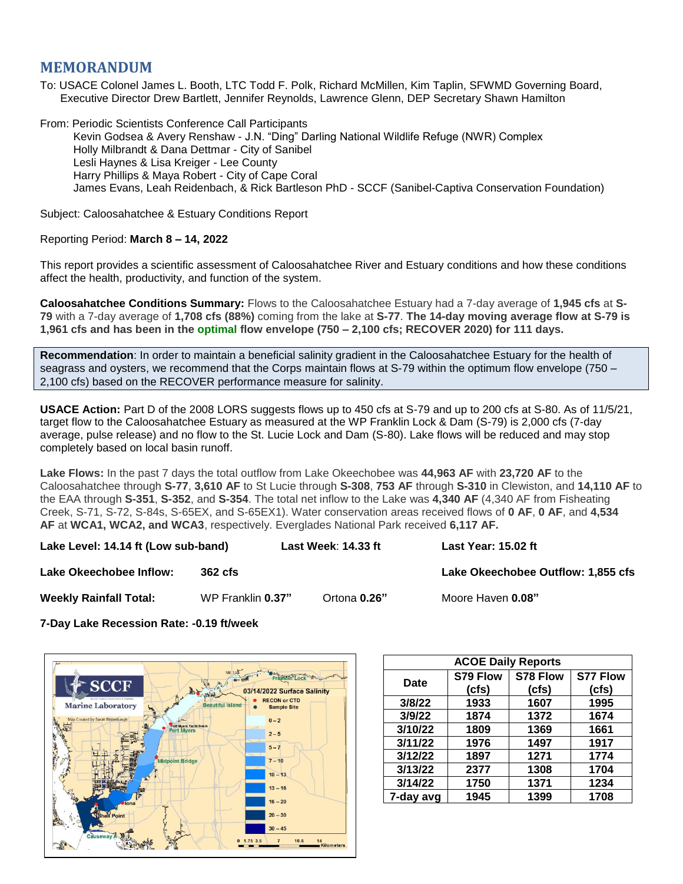# MEMORANDUM

To: USACE Colonel James L. Booth, LTC Todd F. Polk, Richard McMillen, Kim Taplin, SFWMD Governing Board, Executive Director Drew Bartlett, Jennifer Reynolds, Lawrence Glenn, DEP Secretary Shawn Hamilton

From: Periodic Scientists Conference Call Participants
Kevin Godsea & Avery Renshaw - J.N. "Ding" Darling National Wildlife Refuge (NWR) Complex
Holly Milbrandt & Dana Dettmar - City of Sanibel
Lesli Haynes & Lisa Kreiger - Lee County
Harry Phillips & Maya Robert - City of Cape Coral
James Evans, Leah Reidenbach, & Rick Bartleson PhD - SCCF (Sanibel-Captiva Conservation Foundation)

Subject: Caloosahatchee & Estuary Conditions Report

Reporting Period: **March 8 – 14, 2022**

This report provides a scientific assessment of Caloosahatchee River and Estuary conditions and how these conditions affect the health, productivity, and function of the system.

**Caloosahatchee Conditions Summary:** Flows to the Caloosahatchee Estuary had a 7-day average of **1,945 cfs** at **S-79** with a 7-day average of **1,708 cfs (88%)** coming from the lake at **S-77**. **The 14-day moving average flow at S-79 is 1,961 cfs and has been in the optimal flow envelope (750 – 2,100 cfs; RECOVER 2020) for 111 days.**

**Recommendation**: In order to maintain a beneficial salinity gradient in the Caloosahatchee Estuary for the health of seagrass and oysters, we recommend that the Corps maintain flows at S-79 within the optimum flow envelope (750 – 2,100 cfs) based on the RECOVER performance measure for salinity.

**USACE Action:** Part D of the 2008 LORS suggests flows up to 450 cfs at S-79 and up to 200 cfs at S-80. As of 11/5/21, target flow to the Caloosahatchee Estuary as measured at the WP Franklin Lock & Dam (S-79) is 2,000 cfs (7-day average, pulse release) and no flow to the St. Lucie Lock and Dam (S-80). Lake flows will be reduced and may stop completely based on local basin runoff.

**Lake Flows:** In the past 7 days the total outflow from Lake Okeechobee was **44,963 AF** with **23,720 AF** to the Caloosahatchee through **S-77**, **3,610 AF** to St Lucie through **S-308**, **753 AF** through **S-310** in Clewiston, and **14,110 AF** to the EAA through **S-351**, **S-352**, and **S-354**. The total net inflow to the Lake was **4,340 AF** (4,340 AF from Fisheating Creek, S-71, S-72, S-84s, S-65EX, and S-65EX1). Water conservation areas received flows of **0 AF**, **0 AF**, and **4,534 AF** at **WCA1, WCA2, and WCA3**, respectively. Everglades National Park received **6,117 AF.**

**Lake Level: 14.14 ft (Low sub-band)** **Last Week**: **14.33 ft** **Last Year: 15.02 ft**

**Lake Okeechobee Inflow:** **362 cfs** **Lake Okeechobee Outflow: 1,855 cfs**

**Weekly Rainfall Total:** WP Franklin **0.37"** Ortona **0.26"** Moore Haven **0.08"**

**7-Day Lake Recession Rate: -0.19 ft/week**

| ACOE Daily Reports | | | |
|---|---|---|---|
| Date | S79 Flow (cfs) | S78 Flow (cfs) | S77 Flow (cfs) |
| 3/8/22 | 1933 | 1607 | 1995 |
| 3/9/22 | 1874 | 1372 | 1674 |
| 3/10/22 | 1809 | 1369 | 1661 |
| 3/11/22 | 1976 | 1497 | 1917 |
| 3/12/22 | 1897 | 1271 | 1774 |
| 3/13/22 | 2377 | 1308 | 1704 |
| 3/14/22 | 1750 | 1371 | 1234 |
| 7-day avg | 1945 | 1399 | 1708 |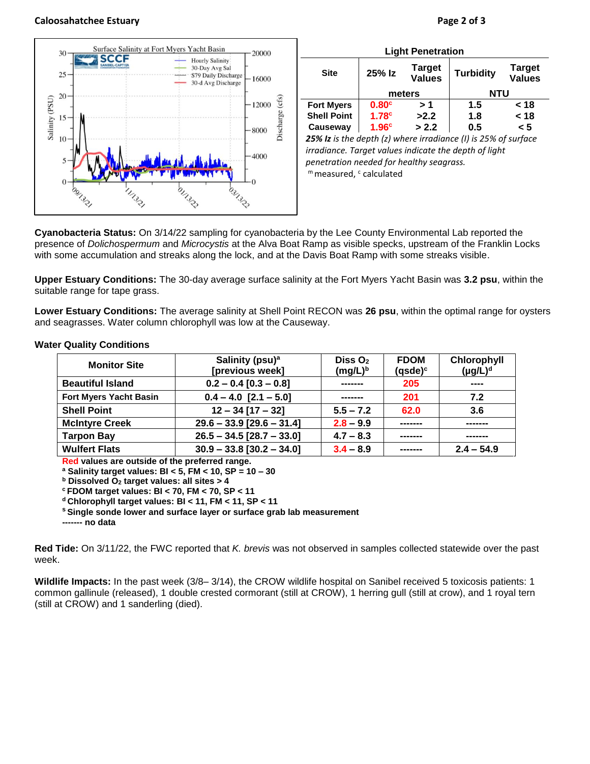Surface Salinity at Fort Myers Yacht Basin

| Site | 25% Iz | Target Values | Turbidity | Target Values |
|---|---|---|---|---|
| | meters | | NTU | |
| Fort Myers | 0.80[c] | > 1 | 1.5 | < 18 |
| Shell Point | 1.78[c] | >2.2 | 1.8 | < 18 |
| Causeway | 1.96[c] | > 2.2 | 0.5 | < 5 |

**Light Penetration**

***25% Iz*** *is the depth (z) where irradiance (I) is 25% of surface irradiance. Target values indicate the depth of light penetration needed for healthy seagrass.*

[m] measured, [c] calculated

**Cyanobacteria Status:** On 3/14/22 sampling for cyanobacteria by the Lee County Environmental Lab reported the presence of *Dolichospermum* and *Microcystis* at the Alva Boat Ramp as visible specks, upstream of the Franklin Locks with some accumulation and streaks along the lock, and at the Davis Boat Ramp with some streaks visible.

**Upper Estuary Conditions:** The 30-day average surface salinity at the Fort Myers Yacht Basin was **3.2 psu**, within the suitable range for tape grass.

**Lower Estuary Conditions:** The average salinity at Shell Point RECON was **26 psu**, within the optimal range for oysters and seagrasses. Water column chlorophyll was low at the Causeway.

**Water Quality Conditions**

| Monitor Site | Salinity (psu)[a] [previous week] | Diss $O_2$ (mg/L)[b] | FDOM (qsde)[c] | Chlorophyll (µg/L)[d] |
|---|---|---|---|---|
| Beautiful Island | 0.2 – 0.4 [0.3 – 0.8] | ------- | 205 | ---- |
| Fort Myers Yacht Basin | 0.4 – 4.0 [2.1 – 5.0] | ------- | 201 | 7.2 |
| Shell Point | 12 – 34 [17 – 32] | 5.5 – 7.2 | 62.0 | 3.6 |
| McIntyre Creek | 29.6 – 33.9 [29.6 – 31.4] | 2.8 – 9.9 | ------- | ------- |
| Tarpon Bay | 26.5 – 34.5 [28.7 – 33.0] | 4.7 – 8.3 | ------- | ------- |
| Wulfert Flats | 30.9 – 33.8 [30.2 – 34.0] | 3.4 – 8.9 | ------- | 2.4 – 54.9 |

**Red values are outside of the preferred range.**
**[a] Salinity target values: BI < 5, FM < 10, SP = 10 – 30**
**[b] Dissolved $O_2$ target values: all sites > 4**
**[c] FDOM target values: BI < 70, FM < 70, SP < 11**
**[d] Chlorophyll target values: BI < 11, FM < 11, SP < 11**
**[s] Single sonde lower and surface layer or surface grab lab measurement**
**------- no data**

**Red Tide:** On 3/11/22, the FWC reported that *K. brevis* was not observed in samples collected statewide over the past week.

**Wildlife Impacts:** In the past week (3/8– 3/14), the CROW wildlife hospital on Sanibel received 5 toxicosis patients: 1 common gallinule (released), 1 double crested cormorant (still at CROW), 1 herring gull (still at crow), and 1 royal tern (still at CROW) and 1 sanderling (died).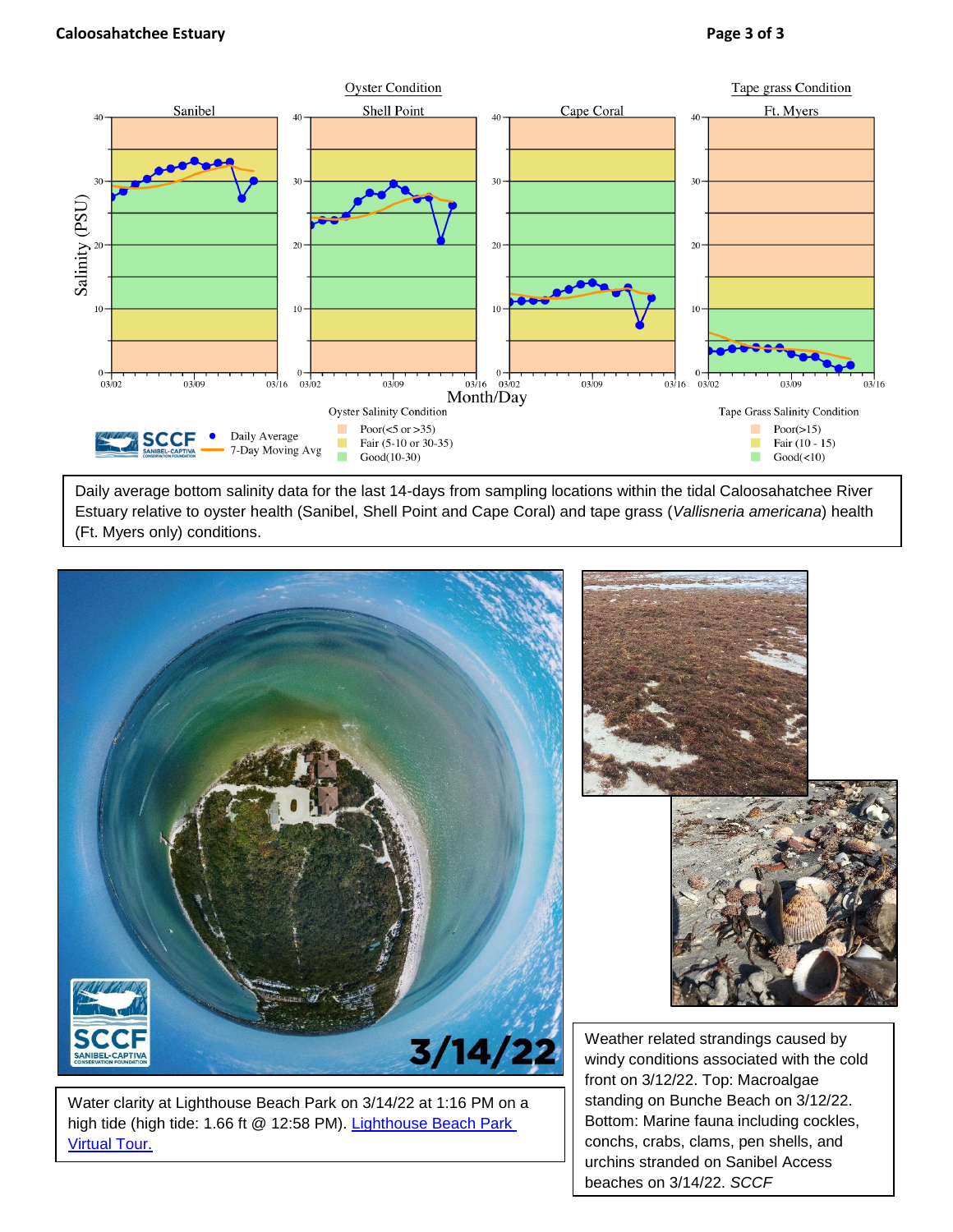Oyster Condition

Tape grass Condition

Sanibel

Shell Point

Cape Coral

Ft. Myers

Salinity (PSU)

40

30

20

10

0

03/02

03/09

03/16

Month/Day

Oyster Salinity Condition

Poor(<5 or >35)

Fair (5-10 or 30-35)

Good(10-30)

Tape Grass Salinity Condition

Poor(>15)

Fair (10 - 15)

Good(<10)

SCCF SANIBEL-CAPTIVA CONSERVATION FOUNDATION

Daily Average

7-Day Moving Avg

Daily average bottom salinity data for the last 14-days from sampling locations within the tidal Caloosahatchee River Estuary relative to oyster health (Sanibel, Shell Point and Cape Coral) and tape grass (*Vallisneria americana*) health (Ft. Myers only) conditions.

SCCF SANIBEL-CAPTIVA CONSERVATION FOUNDATION

3/14/22

Water clarity at Lighthouse Beach Park on 3/14/22 at 1:16 PM on a high tide (high tide: 1.66 ft @ 12:58 PM). [Lighthouse Beach Park Virtual Tour.]

Weather related strandings caused by windy conditions associated with the cold front on 3/12/22. Top: Macroalgae standing on Bunche Beach on 3/12/22. Bottom: Marine fauna including cockles, conchs, crabs, clams, pen shells, and urchins stranded on Sanibel Access beaches on 3/14/22. *SCCF*